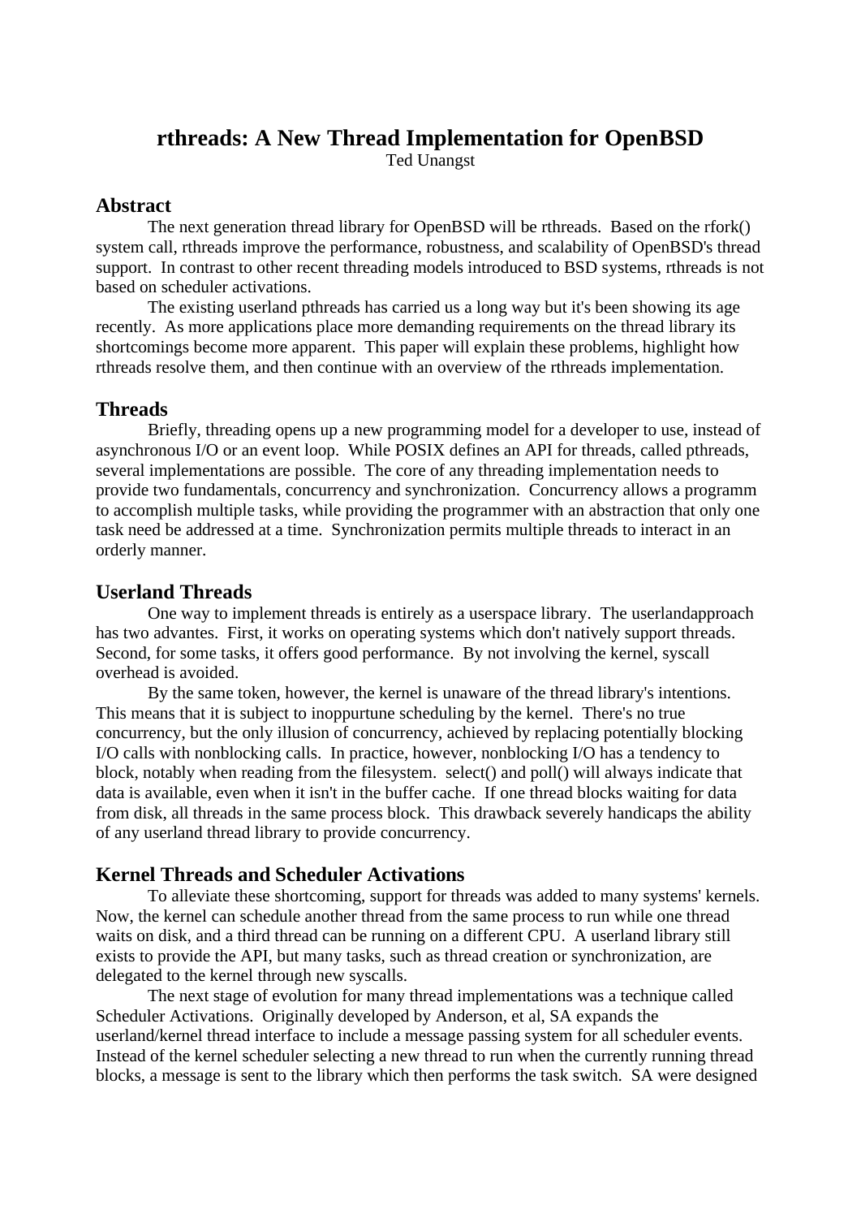# rthreads: A New Thread Implementation for OpenBSD

Ted Unangst

## Abstract

The next generation thread library for OpenBSD will be rthreads. Based on the rfork() system call, rthreads improve the performance, robustness, and scalability of OpenBSD's thread support. In contrast to other recent threading models introduced to BSD systems, rthreads is not based on scheduler activations.

The existing userland pthreads has carried us a long way but it's been showing its age recently. As more applications place more demanding requirements on the thread library its shortcomings become more apparent. This paper will explain these problems, highlight how rthreads resolve them, and then continue with an overview of the rthreads implementation.

## Threads

Briefly, threading opens up a new programming model for a developer to use, instead of asynchronous I/O or an event loop. While POSIX defines an API for threads, called pthreads, several implementations are possible. The core of any threading implementation needs to provide two fundamentals, concurrency and synchronization. Concurrency allows a programm to accomplish multiple tasks, while providing the programmer with an abstraction that only one task need be addressed at a time. Synchronization permits multiple threads to interact in an orderly manner.

## Userland Threads

One way to implement threads is entirely as a userspace library. The userlandapproach has two advantes. First, it works on operating systems which don't natively support threads. Second, for some tasks, it offers good performance. By not involving the kernel, syscall overhead is avoided.

By the same token, however, the kernel is unaware of the thread library's intentions. This means that it is subject to inoppurtune scheduling by the kernel. There's no true concurrency, but the only illusion of concurrency, achieved by replacing potentially blocking I/O calls with nonblocking calls. In practice, however, nonblocking I/O has a tendency to block, notably when reading from the filesystem. select() and poll() will always indicate that data is available, even when it isn't in the buffer cache. If one thread blocks waiting for data from disk, all threads in the same process block. This drawback severely handicaps the ability of any userland thread library to provide concurrency.

## Kernel Threads and Scheduler Activations

To alleviate these shortcoming, support for threads was added to many systems' kernels. Now, the kernel can schedule another thread from the same process to run while one thread waits on disk, and a third thread can be running on a different CPU. A userland library still exists to provide the API, but many tasks, such as thread creation or synchronization, are delegated to the kernel through new syscalls.

The next stage of evolution for many thread implementations was a technique called Scheduler Activations. Originally developed by Anderson, et al, SA expands the userland/kernel thread interface to include a message passing system for all scheduler events. Instead of the kernel scheduler selecting a new thread to run when the currently running thread blocks, a message is sent to the library which then performs the task switch. SA were designed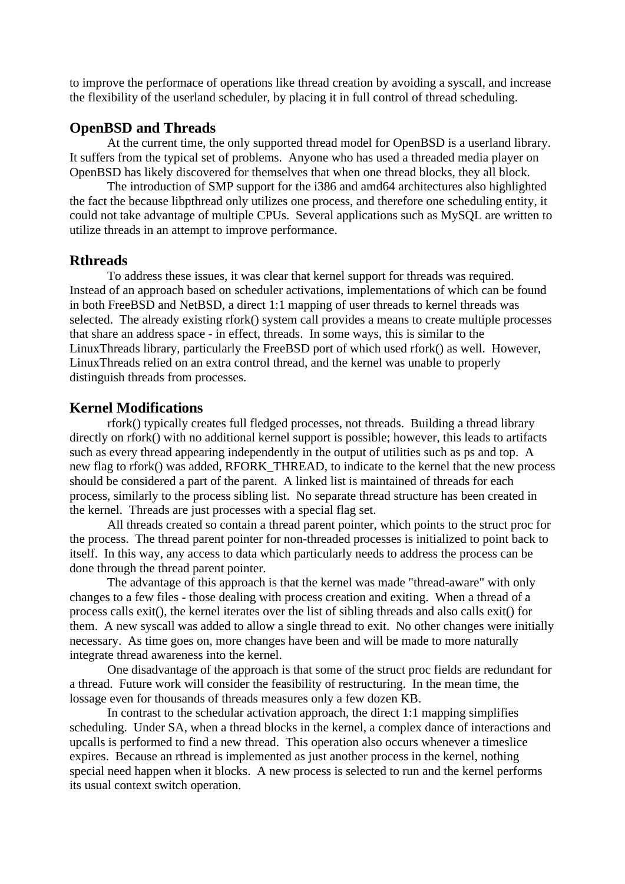to improve the performace of operations like thread creation by avoiding a syscall, and increase the flexibility of the userland scheduler, by placing it in full control of thread scheduling.

## OpenBSD and Threads

At the current time, the only supported thread model for OpenBSD is a userland library. It suffers from the typical set of problems. Anyone who has used a threaded media player on OpenBSD has likely discovered for themselves that when one thread blocks, they all block.

The introduction of SMP support for the i386 and amd64 architectures also highlighted the fact the because libpthread only utilizes one process, and therefore one scheduling entity, it could not take advantage of multiple CPUs. Several applications such as MySQL are written to utilize threads in an attempt to improve performance.

## Rthreads

To address these issues, it was clear that kernel support for threads was required. Instead of an approach based on scheduler activations, implementations of which can be found in both FreeBSD and NetBSD, a direct 1:1 mapping of user threads to kernel threads was selected. The already existing rfork() system call provides a means to create multiple processes that share an address space - in effect, threads. In some ways, this is similar to the LinuxThreads library, particularly the FreeBSD port of which used rfork() as well. However, LinuxThreads relied on an extra control thread, and the kernel was unable to properly distinguish threads from processes.

## Kernel Modifications

rfork() typically creates full fledged processes, not threads. Building a thread library directly on rfork() with no additional kernel support is possible; however, this leads to artifacts such as every thread appearing independently in the output of utilities such as ps and top. A new flag to rfork() was added, RFORK_THREAD, to indicate to the kernel that the new process should be considered a part of the parent. A linked list is maintained of threads for each process, similarly to the process sibling list. No separate thread structure has been created in the kernel. Threads are just processes with a special flag set.

All threads created so contain a thread parent pointer, which points to the struct proc for the process. The thread parent pointer for non-threaded processes is initialized to point back to itself. In this way, any access to data which particularly needs to address the process can be done through the thread parent pointer.

The advantage of this approach is that the kernel was made "thread-aware" with only changes to a few files - those dealing with process creation and exiting. When a thread of a process calls exit(), the kernel iterates over the list of sibling threads and also calls exit() for them. A new syscall was added to allow a single thread to exit. No other changes were initially necessary. As time goes on, more changes have been and will be made to more naturally integrate thread awareness into the kernel.

One disadvantage of the approach is that some of the struct proc fields are redundant for a thread. Future work will consider the feasibility of restructuring. In the mean time, the lossage even for thousands of threads measures only a few dozen KB.

In contrast to the schedular activation approach, the direct 1:1 mapping simplifies scheduling. Under SA, when a thread blocks in the kernel, a complex dance of interactions and upcalls is performed to find a new thread. This operation also occurs whenever a timeslice expires. Because an rthread is implemented as just another process in the kernel, nothing special need happen when it blocks. A new process is selected to run and the kernel performs its usual context switch operation.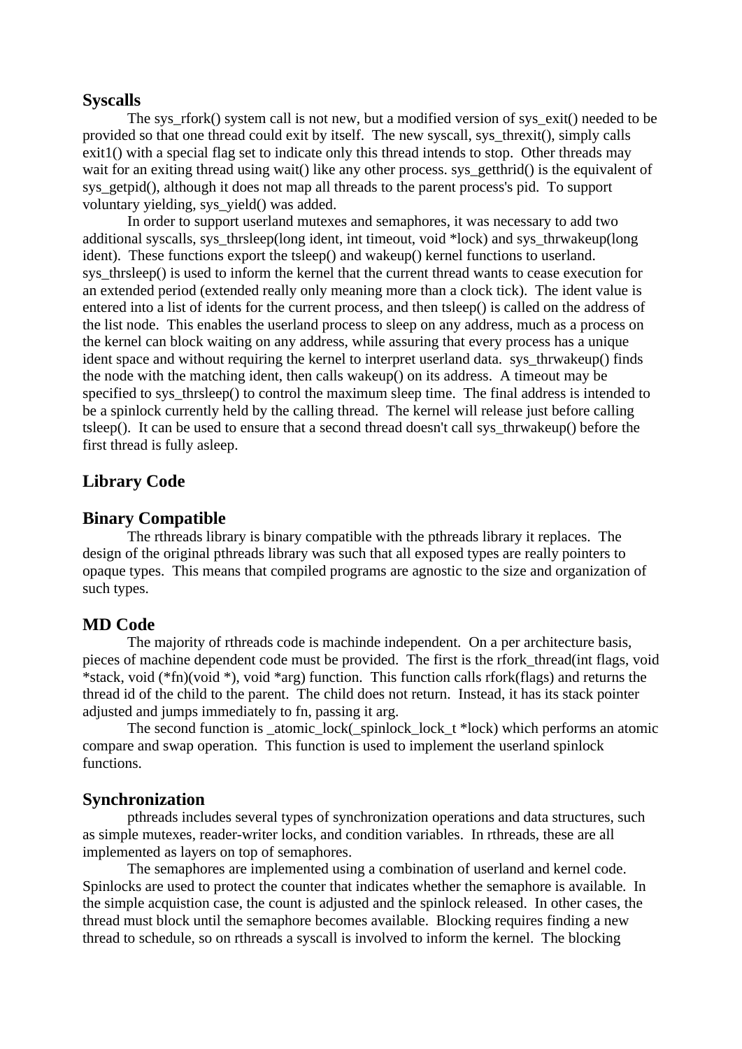## Syscalls

The sys_rfork() system call is not new, but a modified version of sys_exit() needed to be provided so that one thread could exit by itself. The new syscall, sys_threxit(), simply calls exit1() with a special flag set to indicate only this thread intends to stop. Other threads may wait for an exiting thread using wait() like any other process. sys_getthrid() is the equivalent of sys_getpid(), although it does not map all threads to the parent process's pid. To support voluntary yielding, sys_yield() was added.

In order to support userland mutexes and semaphores, it was necessary to add two additional syscalls, sys_thrsleep(long ident, int timeout, void *lock) and sys_thrwakeup(long ident). These functions export the tsleep() and wakeup() kernel functions to userland. sys_thrsleep() is used to inform the kernel that the current thread wants to cease execution for an extended period (extended really only meaning more than a clock tick). The ident value is entered into a list of idents for the current process, and then tsleep() is called on the address of the list node. This enables the userland process to sleep on any address, much as a process on the kernel can block waiting on any address, while assuring that every process has a unique ident space and without requiring the kernel to interpret userland data. sys_thrwakeup() finds the node with the matching ident, then calls wakeup() on its address. A timeout may be specified to sys_thrsleep() to control the maximum sleep time. The final address is intended to be a spinlock currently held by the calling thread. The kernel will release just before calling tsleep(). It can be used to ensure that a second thread doesn't call sys_thrwakeup() before the first thread is fully asleep.

## Library Code

## Binary Compatible

The rthreads library is binary compatible with the pthreads library it replaces. The design of the original pthreads library was such that all exposed types are really pointers to opaque types. This means that compiled programs are agnostic to the size and organization of such types.

## MD Code

The majority of rthreads code is machinde independent. On a per architecture basis, pieces of machine dependent code must be provided. The first is the rfork_thread(int flags, void *stack, void (*fn)(void *), void *arg) function. This function calls rfork(flags) and returns the thread id of the child to the parent. The child does not return. Instead, it has its stack pointer adjusted and jumps immediately to fn, passing it arg.

The second function is _atomic_lock(_spinlock_lock_t *lock) which performs an atomic compare and swap operation. This function is used to implement the userland spinlock functions.

## Synchronization

pthreads includes several types of synchronization operations and data structures, such as simple mutexes, reader-writer locks, and condition variables. In rthreads, these are all implemented as layers on top of semaphores.

The semaphores are implemented using a combination of userland and kernel code. Spinlocks are used to protect the counter that indicates whether the semaphore is available. In the simple acquistion case, the count is adjusted and the spinlock released. In other cases, the thread must block until the semaphore becomes available. Blocking requires finding a new thread to schedule, so on rthreads a syscall is involved to inform the kernel. The blocking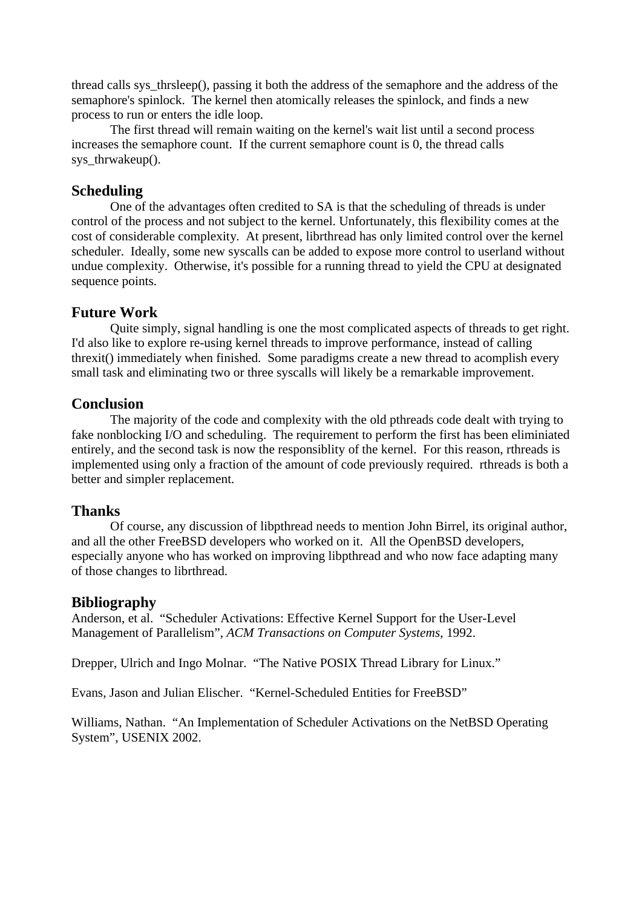thread calls sys_thrsleep(), passing it both the address of the semaphore and the address of the semaphore's spinlock. The kernel then atomically releases the spinlock, and finds a new process to run or enters the idle loop.

The first thread will remain waiting on the kernel's wait list until a second process increases the semaphore count. If the current semaphore count is 0, the thread calls sys_thrwakeup().

## Scheduling

One of the advantages often credited to SA is that the scheduling of threads is under control of the process and not subject to the kernel. Unfortunately, this flexibility comes at the cost of considerable complexity. At present, librthread has only limited control over the kernel scheduler. Ideally, some new syscalls can be added to expose more control to userland without undue complexity. Otherwise, it's possible for a running thread to yield the CPU at designated sequence points.

## Future Work

Quite simply, signal handling is one the most complicated aspects of threads to get right. I'd also like to explore re-using kernel threads to improve performance, instead of calling threxit() immediately when finished. Some paradigms create a new thread to acomplish every small task and eliminating two or three syscalls will likely be a remarkable improvement.

## Conclusion

The majority of the code and complexity with the old pthreads code dealt with trying to fake nonblocking I/O and scheduling. The requirement to perform the first has been eliminiated entirely, and the second task is now the responsiblity of the kernel. For this reason, rthreads is implemented using only a fraction of the amount of code previously required. rthreads is both a better and simpler replacement.

## Thanks

Of course, any discussion of libpthread needs to mention John Birrel, its original author, and all the other FreeBSD developers who worked on it. All the OpenBSD developers, especially anyone who has worked on improving libpthread and who now face adapting many of those changes to librthread.

## Bibliography

Anderson, et al. "Scheduler Activations: Effective Kernel Support for the User-Level Management of Parallelism", *ACM Transactions on Computer Systems*, 1992.

Drepper, Ulrich and Ingo Molnar. "The Native POSIX Thread Library for Linux."

Evans, Jason and Julian Elischer. "Kernel-Scheduled Entities for FreeBSD"

Williams, Nathan. "An Implementation of Scheduler Activations on the NetBSD Operating System", USENIX 2002.